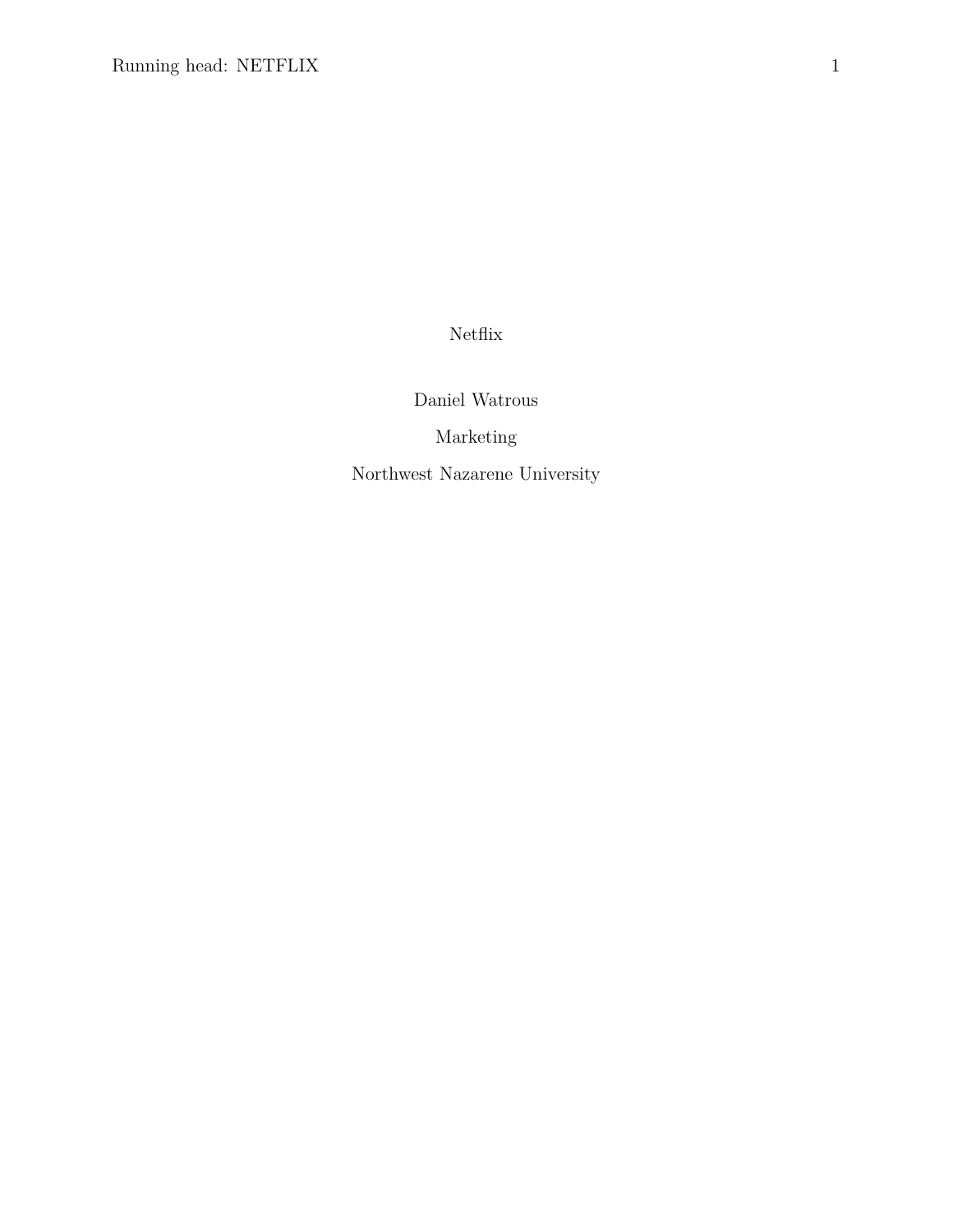# Netflix

Daniel Watrous

Marketing

Northwest Nazarene University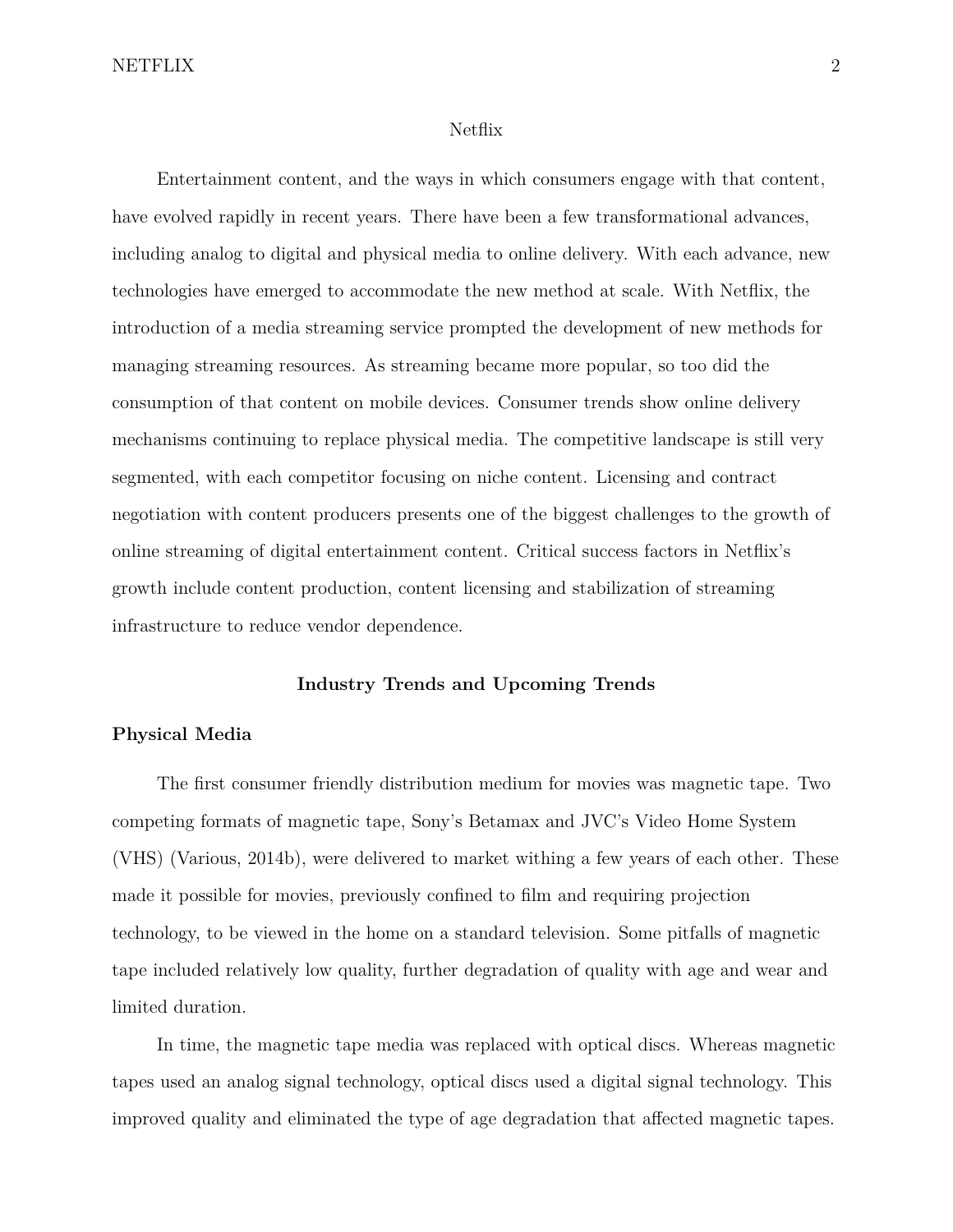# Netflix

Entertainment content, and the ways in which consumers engage with that content, have evolved rapidly in recent years. There have been a few transformational advances, including analog to digital and physical media to online delivery. With each advance, new technologies have emerged to accommodate the new method at scale. With Netflix, the introduction of a media streaming service prompted the development of new methods for managing streaming resources. As streaming became more popular, so too did the consumption of that content on mobile devices. Consumer trends show online delivery mechanisms continuing to replace physical media. The competitive landscape is still very segmented, with each competitor focusing on niche content. Licensing and contract negotiation with content producers presents one of the biggest challenges to the growth of online streaming of digital entertainment content. Critical success factors in Netflix's growth include content production, content licensing and stabilization of streaming infrastructure to reduce vendor dependence.

## Industry Trends and Upcoming Trends

### Physical Media

The first consumer friendly distribution medium for movies was magnetic tape. Two competing formats of magnetic tape, Sony's Betamax and JVC's Video Home System (VHS) (Various, 2014b), were delivered to market withing a few years of each other. These made it possible for movies, previously confined to film and requiring projection technology, to be viewed in the home on a standard television. Some pitfalls of magnetic tape included relatively low quality, further degradation of quality with age and wear and limited duration.

In time, the magnetic tape media was replaced with optical discs. Whereas magnetic tapes used an analog signal technology, optical discs used a digital signal technology. This improved quality and eliminated the type of age degradation that affected magnetic tapes.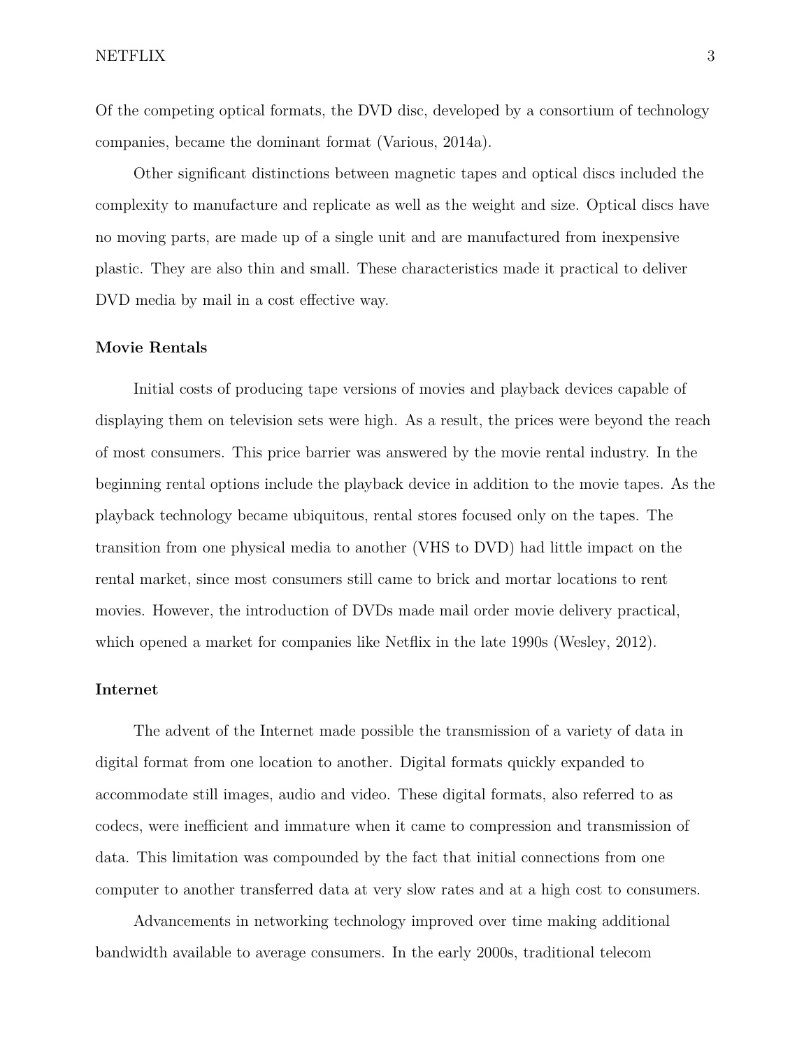Of the competing optical formats, the DVD disc, developed by a consortium of technology companies, became the dominant format (Various, 2014a).

Other significant distinctions between magnetic tapes and optical discs included the complexity to manufacture and replicate as well as the weight and size. Optical discs have no moving parts, are made up of a single unit and are manufactured from inexpensive plastic. They are also thin and small. These characteristics made it practical to deliver DVD media by mail in a cost effective way.

**Movie Rentals**

Initial costs of producing tape versions of movies and playback devices capable of displaying them on television sets were high. As a result, the prices were beyond the reach of most consumers. This price barrier was answered by the movie rental industry. In the beginning rental options include the playback device in addition to the movie tapes. As the playback technology became ubiquitous, rental stores focused only on the tapes. The transition from one physical media to another (VHS to DVD) had little impact on the rental market, since most consumers still came to brick and mortar locations to rent movies. However, the introduction of DVDs made mail order movie delivery practical, which opened a market for companies like Netflix in the late 1990s (Wesley, 2012).

**Internet**

The advent of the Internet made possible the transmission of a variety of data in digital format from one location to another. Digital formats quickly expanded to accommodate still images, audio and video. These digital formats, also referred to as codecs, were inefficient and immature when it came to compression and transmission of data. This limitation was compounded by the fact that initial connections from one computer to another transferred data at very slow rates and at a high cost to consumers.

Advancements in networking technology improved over time making additional bandwidth available to average consumers. In the early 2000s, traditional telecom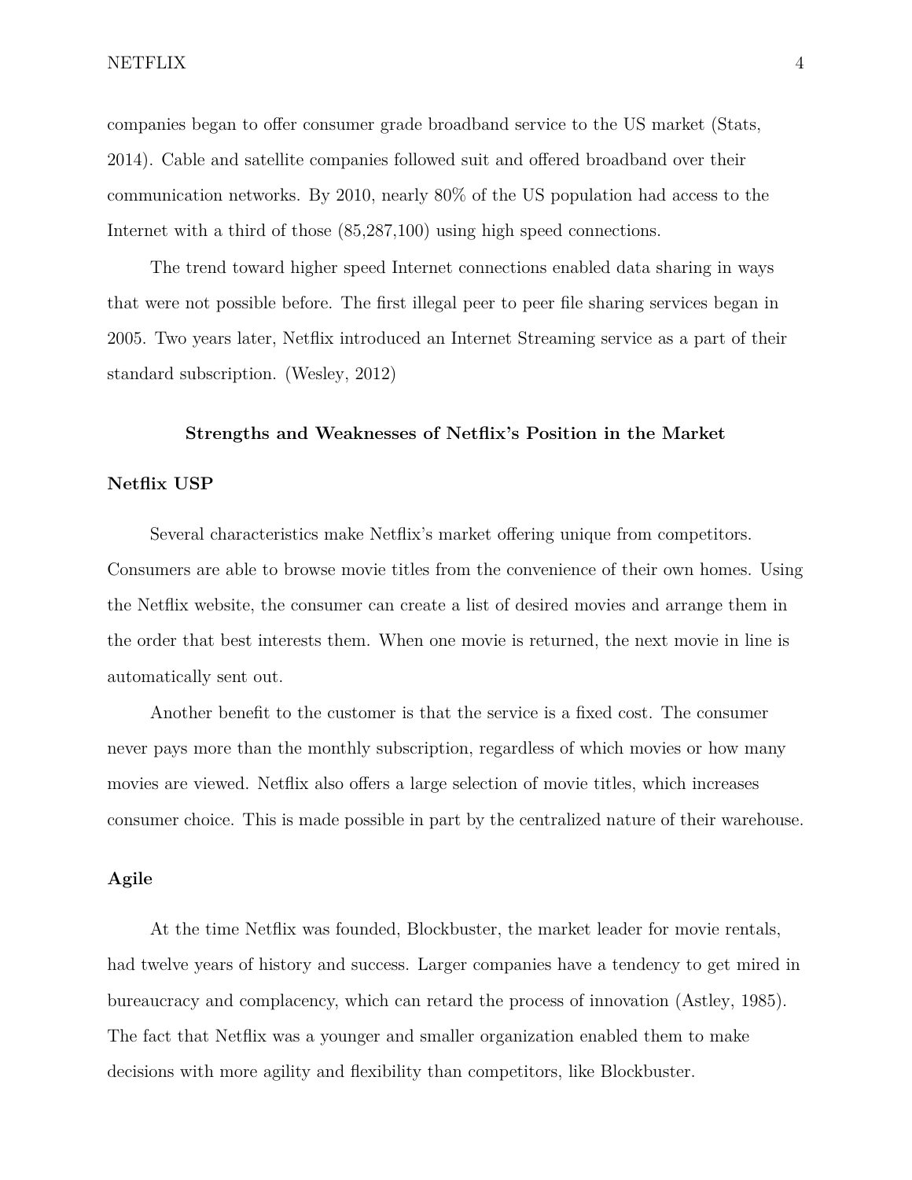companies began to offer consumer grade broadband service to the US market (Stats, 2014). Cable and satellite companies followed suit and offered broadband over their communication networks. By 2010, nearly 80% of the US population had access to the Internet with a third of those (85,287,100) using high speed connections.

The trend toward higher speed Internet connections enabled data sharing in ways that were not possible before. The first illegal peer to peer file sharing services began in 2005. Two years later, Netflix introduced an Internet Streaming service as a part of their standard subscription. (Wesley, 2012)

## Strengths and Weaknesses of Netflix's Position in the Market

### Netflix USP

Several characteristics make Netflix's market offering unique from competitors. Consumers are able to browse movie titles from the convenience of their own homes. Using the Netflix website, the consumer can create a list of desired movies and arrange them in the order that best interests them. When one movie is returned, the next movie in line is automatically sent out.

Another benefit to the customer is that the service is a fixed cost. The consumer never pays more than the monthly subscription, regardless of which movies or how many movies are viewed. Netflix also offers a large selection of movie titles, which increases consumer choice. This is made possible in part by the centralized nature of their warehouse.

### Agile

At the time Netflix was founded, Blockbuster, the market leader for movie rentals, had twelve years of history and success. Larger companies have a tendency to get mired in bureaucracy and complacency, which can retard the process of innovation (Astley, 1985). The fact that Netflix was a younger and smaller organization enabled them to make decisions with more agility and flexibility than competitors, like Blockbuster.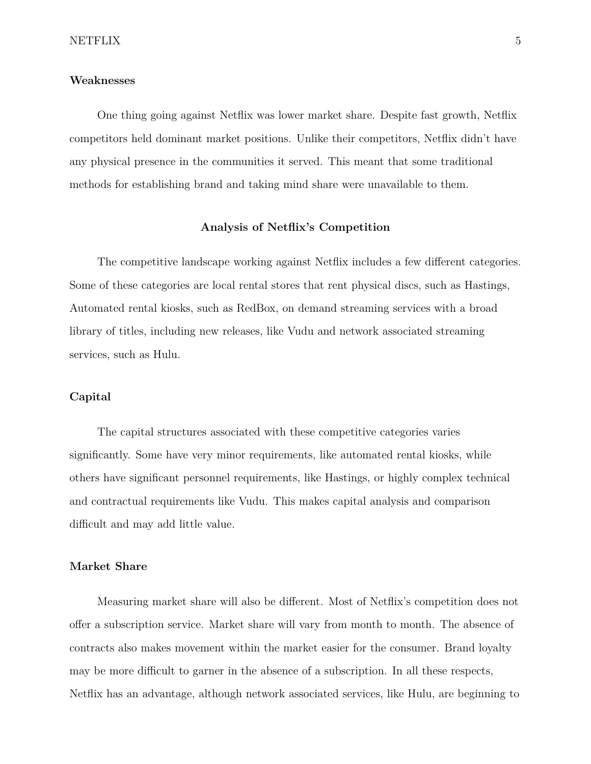### Weaknesses

One thing going against Netflix was lower market share. Despite fast growth, Netflix competitors held dominant market positions. Unlike their competitors, Netflix didn't have any physical presence in the communities it served. This meant that some traditional methods for establishing brand and taking mind share were unavailable to them.

## Analysis of Netflix's Competition

The competitive landscape working against Netflix includes a few different categories. Some of these categories are local rental stores that rent physical discs, such as Hastings, Automated rental kiosks, such as RedBox, on demand streaming services with a broad library of titles, including new releases, like Vudu and network associated streaming services, such as Hulu.

### Capital

The capital structures associated with these competitive categories varies significantly. Some have very minor requirements, like automated rental kiosks, while others have significant personnel requirements, like Hastings, or highly complex technical and contractual requirements like Vudu. This makes capital analysis and comparison difficult and may add little value.

### Market Share

Measuring market share will also be different. Most of Netflix's competition does not offer a subscription service. Market share will vary from month to month. The absence of contracts also makes movement within the market easier for the consumer. Brand loyalty may be more difficult to garner in the absence of a subscription. In all these respects, Netflix has an advantage, although network associated services, like Hulu, are beginning to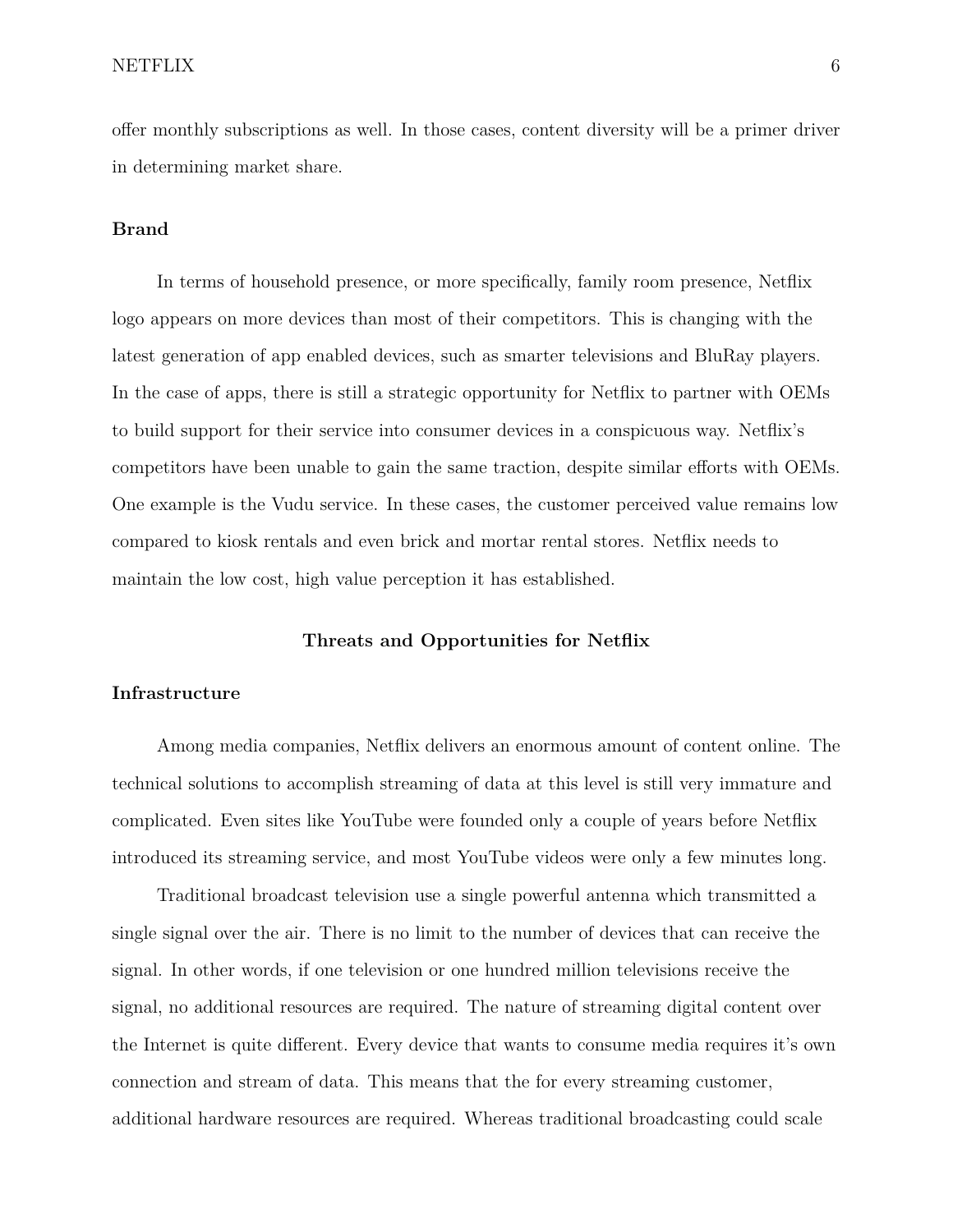offer monthly subscriptions as well. In those cases, content diversity will be a primer driver in determining market share.

### Brand

In terms of household presence, or more specifically, family room presence, Netflix logo appears on more devices than most of their competitors. This is changing with the latest generation of app enabled devices, such as smarter televisions and BluRay players. In the case of apps, there is still a strategic opportunity for Netflix to partner with OEMs to build support for their service into consumer devices in a conspicuous way. Netflix's competitors have been unable to gain the same traction, despite similar efforts with OEMs. One example is the Vudu service. In these cases, the customer perceived value remains low compared to kiosk rentals and even brick and mortar rental stores. Netflix needs to maintain the low cost, high value perception it has established.

## Threats and Opportunities for Netflix

### Infrastructure

Among media companies, Netflix delivers an enormous amount of content online. The technical solutions to accomplish streaming of data at this level is still very immature and complicated. Even sites like YouTube were founded only a couple of years before Netflix introduced its streaming service, and most YouTube videos were only a few minutes long.

Traditional broadcast television use a single powerful antenna which transmitted a single signal over the air. There is no limit to the number of devices that can receive the signal. In other words, if one television or one hundred million televisions receive the signal, no additional resources are required. The nature of streaming digital content over the Internet is quite different. Every device that wants to consume media requires it's own connection and stream of data. This means that the for every streaming customer, additional hardware resources are required. Whereas traditional broadcasting could scale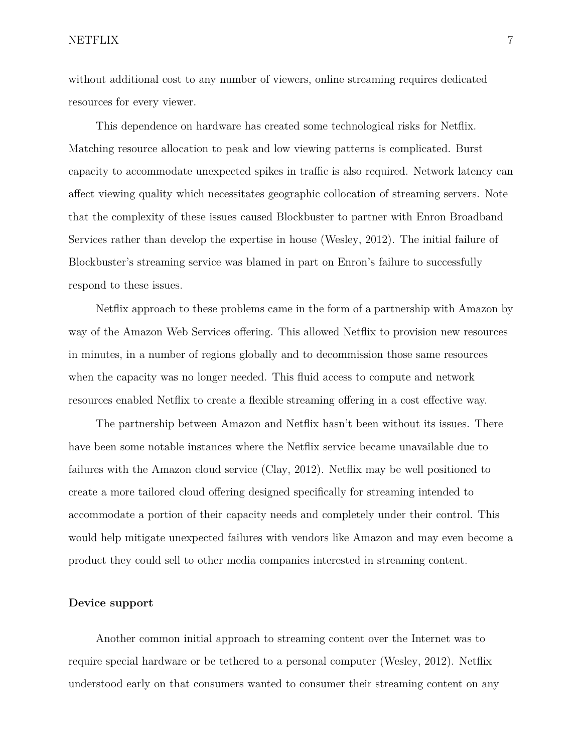without additional cost to any number of viewers, online streaming requires dedicated resources for every viewer.

This dependence on hardware has created some technological risks for Netflix. Matching resource allocation to peak and low viewing patterns is complicated. Burst capacity to accommodate unexpected spikes in traffic is also required. Network latency can affect viewing quality which necessitates geographic collocation of streaming servers. Note that the complexity of these issues caused Blockbuster to partner with Enron Broadband Services rather than develop the expertise in house (Wesley, 2012). The initial failure of Blockbuster's streaming service was blamed in part on Enron's failure to successfully respond to these issues.

Netflix approach to these problems came in the form of a partnership with Amazon by way of the Amazon Web Services offering. This allowed Netflix to provision new resources in minutes, in a number of regions globally and to decommission those same resources when the capacity was no longer needed. This fluid access to compute and network resources enabled Netflix to create a flexible streaming offering in a cost effective way.

The partnership between Amazon and Netflix hasn't been without its issues. There have been some notable instances where the Netflix service became unavailable due to failures with the Amazon cloud service (Clay, 2012). Netflix may be well positioned to create a more tailored cloud offering designed specifically for streaming intended to accommodate a portion of their capacity needs and completely under their control. This would help mitigate unexpected failures with vendors like Amazon and may even become a product they could sell to other media companies interested in streaming content.

**Device support**

Another common initial approach to streaming content over the Internet was to require special hardware or be tethered to a personal computer (Wesley, 2012). Netflix understood early on that consumers wanted to consumer their streaming content on any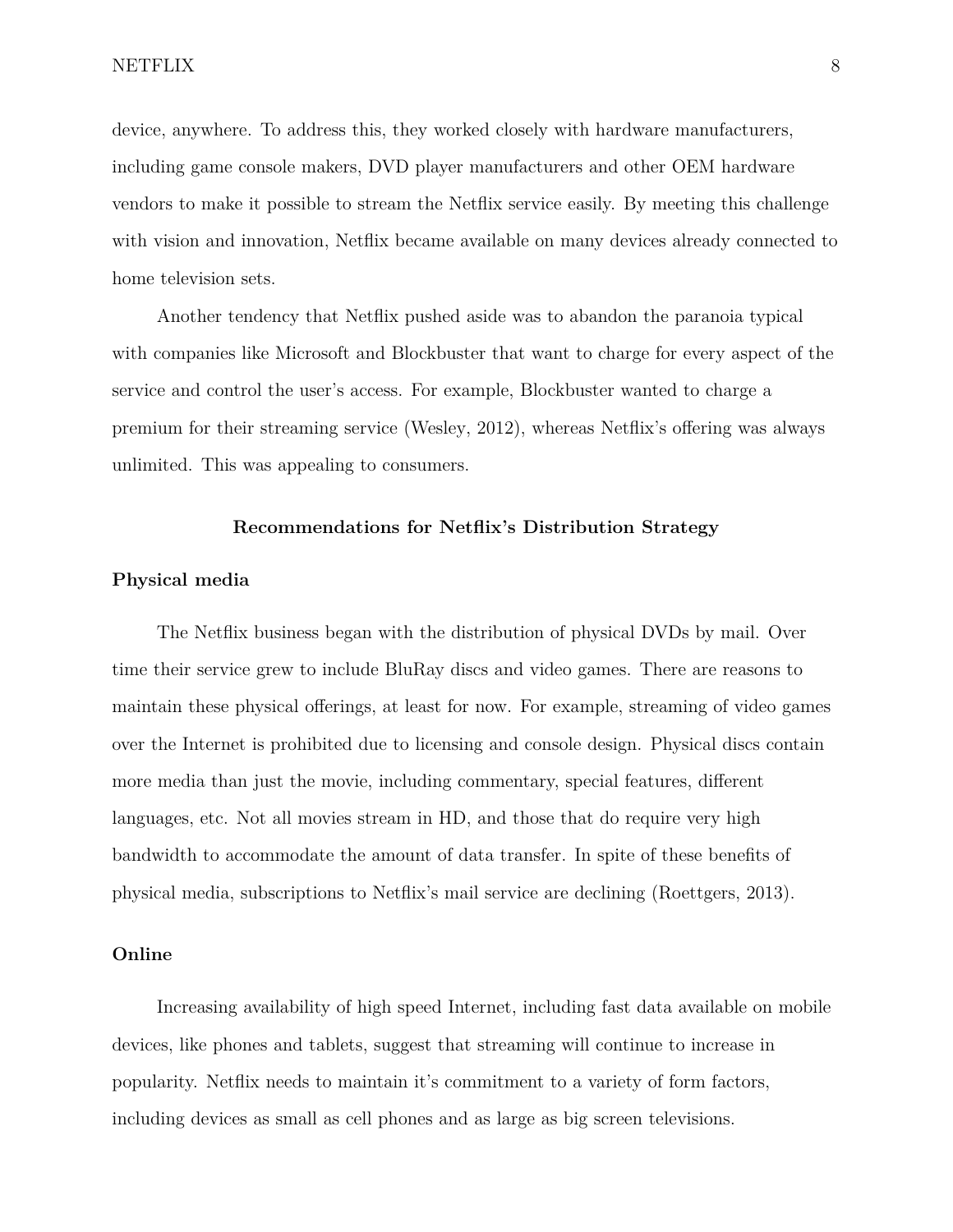device, anywhere. To address this, they worked closely with hardware manufacturers, including game console makers, DVD player manufacturers and other OEM hardware vendors to make it possible to stream the Netflix service easily. By meeting this challenge with vision and innovation, Netflix became available on many devices already connected to home television sets.

Another tendency that Netflix pushed aside was to abandon the paranoia typical with companies like Microsoft and Blockbuster that want to charge for every aspect of the service and control the user's access. For example, Blockbuster wanted to charge a premium for their streaming service (Wesley, 2012), whereas Netflix's offering was always unlimited. This was appealing to consumers.

## Recommendations for Netflix's Distribution Strategy

### Physical media

The Netflix business began with the distribution of physical DVDs by mail. Over time their service grew to include BluRay discs and video games. There are reasons to maintain these physical offerings, at least for now. For example, streaming of video games over the Internet is prohibited due to licensing and console design. Physical discs contain more media than just the movie, including commentary, special features, different languages, etc. Not all movies stream in HD, and those that do require very high bandwidth to accommodate the amount of data transfer. In spite of these benefits of physical media, subscriptions to Netflix's mail service are declining (Roettgers, 2013).

### Online

Increasing availability of high speed Internet, including fast data available on mobile devices, like phones and tablets, suggest that streaming will continue to increase in popularity. Netflix needs to maintain it's commitment to a variety of form factors, including devices as small as cell phones and as large as big screen televisions.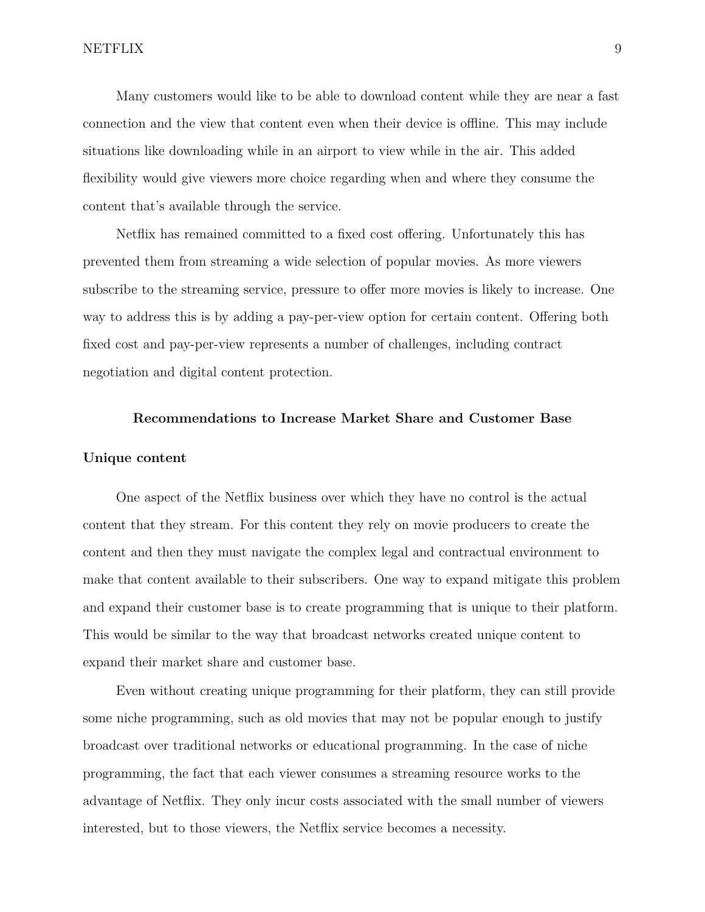Many customers would like to be able to download content while they are near a fast connection and the view that content even when their device is offline. This may include situations like downloading while in an airport to view while in the air. This added flexibility would give viewers more choice regarding when and where they consume the content that's available through the service.

Netflix has remained committed to a fixed cost offering. Unfortunately this has prevented them from streaming a wide selection of popular movies. As more viewers subscribe to the streaming service, pressure to offer more movies is likely to increase. One way to address this is by adding a pay-per-view option for certain content. Offering both fixed cost and pay-per-view represents a number of challenges, including contract negotiation and digital content protection.

## Recommendations to Increase Market Share and Customer Base

### Unique content

One aspect of the Netflix business over which they have no control is the actual content that they stream. For this content they rely on movie producers to create the content and then they must navigate the complex legal and contractual environment to make that content available to their subscribers. One way to expand mitigate this problem and expand their customer base is to create programming that is unique to their platform. This would be similar to the way that broadcast networks created unique content to expand their market share and customer base.

Even without creating unique programming for their platform, they can still provide some niche programming, such as old movies that may not be popular enough to justify broadcast over traditional networks or educational programming. In the case of niche programming, the fact that each viewer consumes a streaming resource works to the advantage of Netflix. They only incur costs associated with the small number of viewers interested, but to those viewers, the Netflix service becomes a necessity.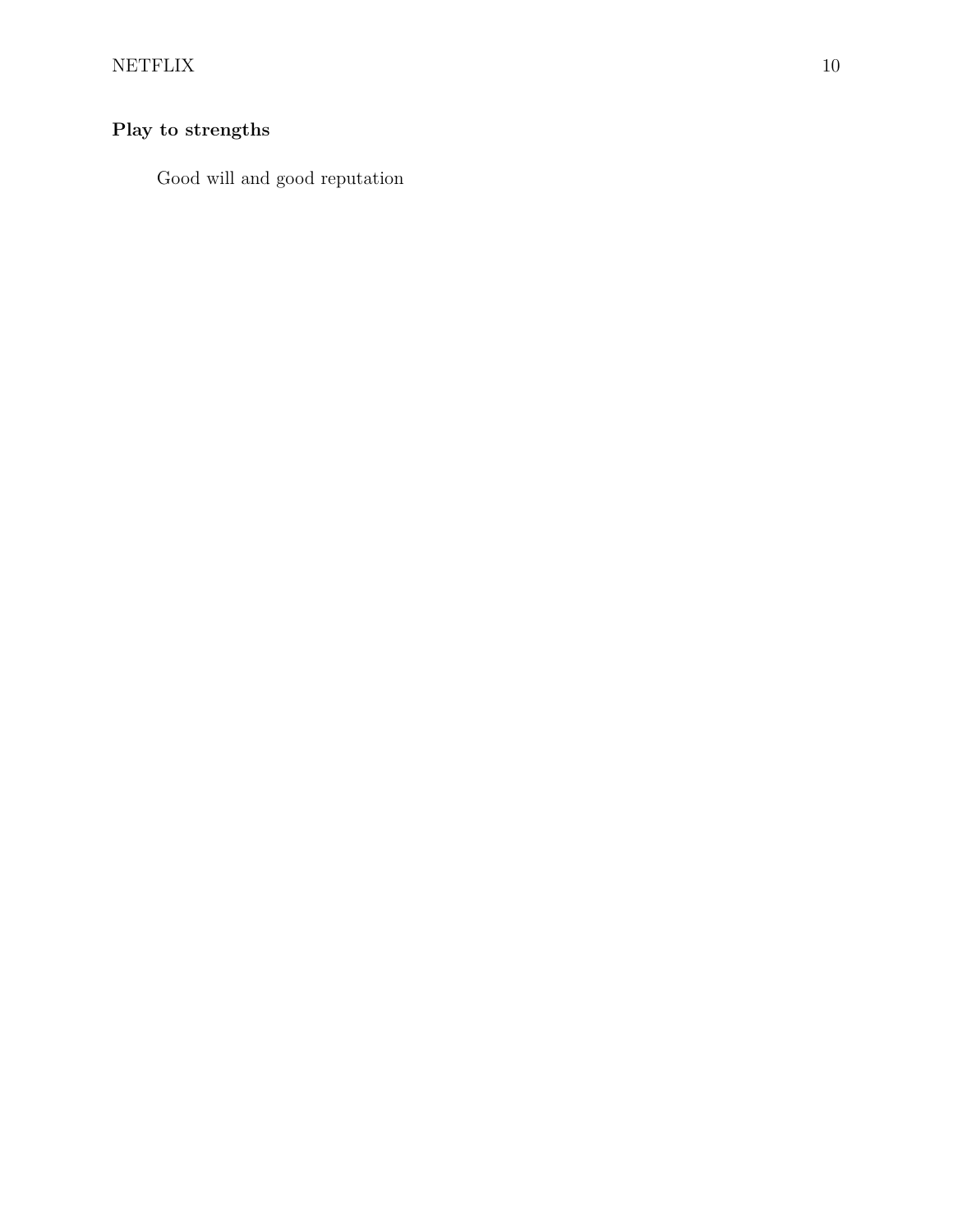## Play to strengths

Good will and good reputation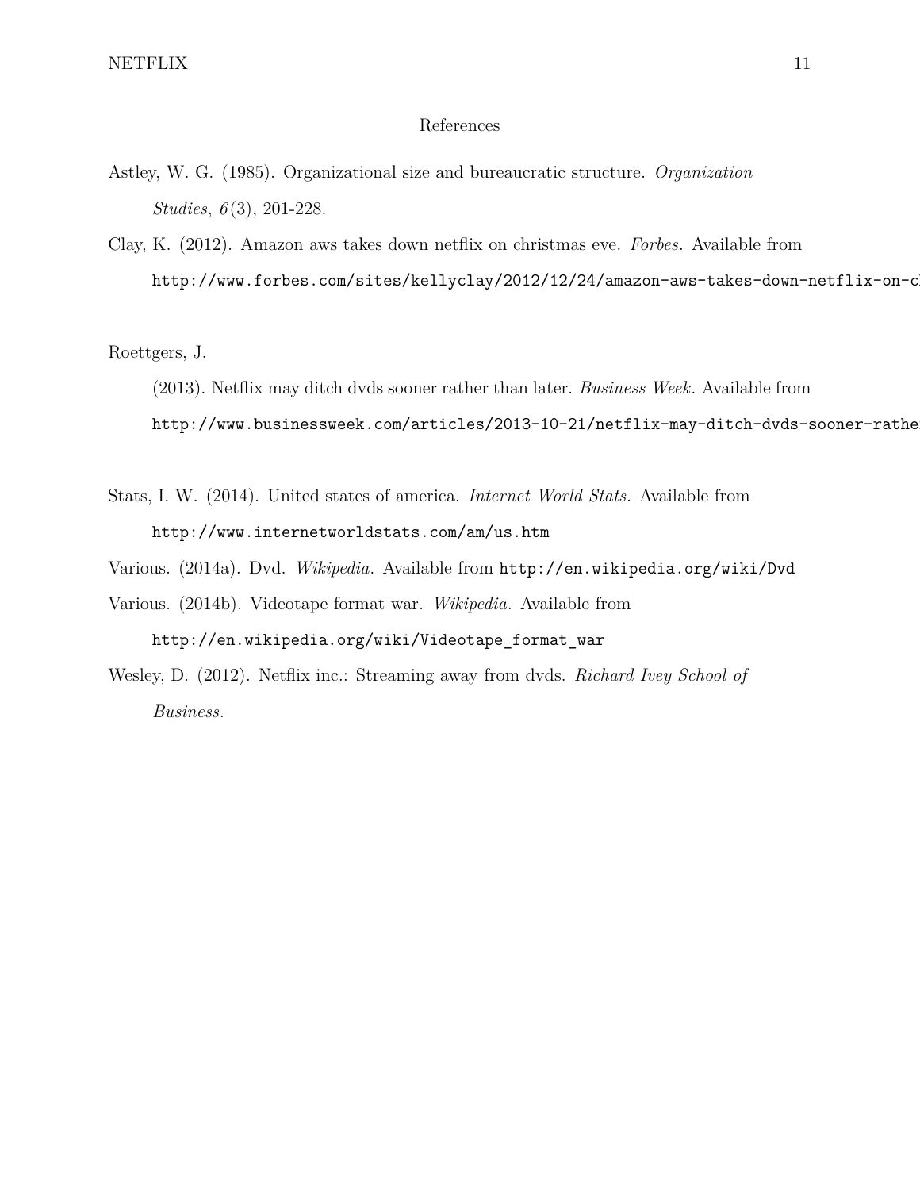# References

Astley, W. G. (1985). Organizational size and bureaucratic structure. *Organization Studies*, *6*(3), 201-228.

Clay, K. (2012). Amazon aws takes down netflix on christmas eve. *Forbes*. Available from `http://www.forbes.com/sites/kellyclay/2012/12/24/amazon-aws-takes-down-netflix-on-c`

Roettgers, J.

(2013). Netflix may ditch dvds sooner rather than later. *Business Week*. Available from `http://www.businessweek.com/articles/2013-10-21/netflix-may-ditch-dvds-sooner-rathe`

Stats, I. W. (2014). United states of america. *Internet World Stats*. Available from `http://www.internetworldstats.com/am/us.htm`

Various. (2014a). Dvd. *Wikipedia*. Available from `http://en.wikipedia.org/wiki/Dvd`

Various. (2014b). Videotape format war. *Wikipedia*. Available from `http://en.wikipedia.org/wiki/Videotape_format_war`

Wesley, D. (2012). Netflix inc.: Streaming away from dvds. *Richard Ivey School of Business*.